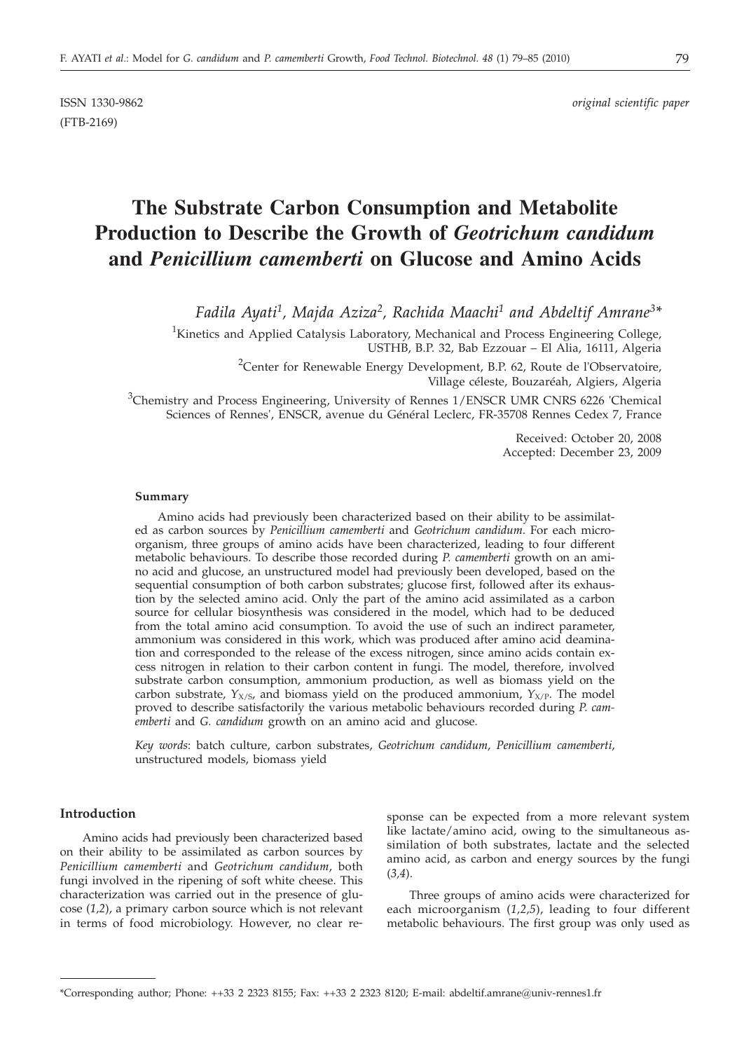ISSN 1330-9862 (FTB-2169)

*original scientific paper*

# The Substrate Carbon Consumption and Metabolite Production to Describe the Growth of *Geotrichum candidum* and *Penicillium camemberti* on Glucose and Amino Acids

*Fadila Ayati*[1]*, Majda Aziza*[2]*, Rachida Maachi*[1] *and Abdeltif Amrane*[3]*

[1]Kinetics and Applied Catalysis Laboratory, Mechanical and Process Engineering College, USTHB, B.P. 32, Bab Ezzouar – El Alia, 16111, Algeria

[2]Center for Renewable Energy Development, B.P. 62, Route de l'Observatoire, Village céleste, Bouzaréah, Algiers, Algeria

[3]Chemistry and Process Engineering, University of Rennes 1/ENSCR UMR CNRS 6226 'Chemical Sciences of Rennes', ENSCR, avenue du Général Leclerc, FR-35708 Rennes Cedex 7, France

Received: October 20, 2008
Accepted: December 23, 2009

### Summary

Amino acids had previously been characterized based on their ability to be assimilated as carbon sources by *Penicillium camemberti* and *Geotrichum candidum*. For each microorganism, three groups of amino acids have been characterized, leading to four different metabolic behaviours. To describe those recorded during *P. camemberti* growth on an amino acid and glucose, an unstructured model had previously been developed, based on the sequential consumption of both carbon substrates; glucose first, followed after its exhaustion by the selected amino acid. Only the part of the amino acid assimilated as a carbon source for cellular biosynthesis was considered in the model, which had to be deduced from the total amino acid consumption. To avoid the use of such an indirect parameter, ammonium was considered in this work, which was produced after amino acid deamination and corresponded to the release of the excess nitrogen, since amino acids contain excess nitrogen in relation to their carbon content in fungi. The model, therefore, involved substrate carbon consumption, ammonium production, as well as biomass yield on the carbon substrate, $Y_{X/S}$, and biomass yield on the produced ammonium, $Y_{X/P}$. The model proved to describe satisfactorily the various metabolic behaviours recorded during *P. camemberti* and *G. candidum* growth on an amino acid and glucose.

*Key words*: batch culture, carbon substrates, *Geotrichum candidum*, *Penicillium camemberti*, unstructured models, biomass yield

## Introduction

Amino acids had previously been characterized based on their ability to be assimilated as carbon sources by *Penicillium camemberti* and *Geotrichum candidum*, both fungi involved in the ripening of soft white cheese. This characterization was carried out in the presence of glucose (*1,2*), a primary carbon source which is not relevant in terms of food microbiology. However, no clear response can be expected from a more relevant system like lactate/amino acid, owing to the simultaneous assimilation of both substrates, lactate and the selected amino acid, as carbon and energy sources by the fungi (*3,4*).

Three groups of amino acids were characterized for each microorganism (*1,2,5*), leading to four different metabolic behaviours. The first group was only used as

*Corresponding author; Phone: ++33 2 2323 8155; Fax: ++33 2 2323 8120; E-mail: abdeltif.amrane@univ-rennes1.fr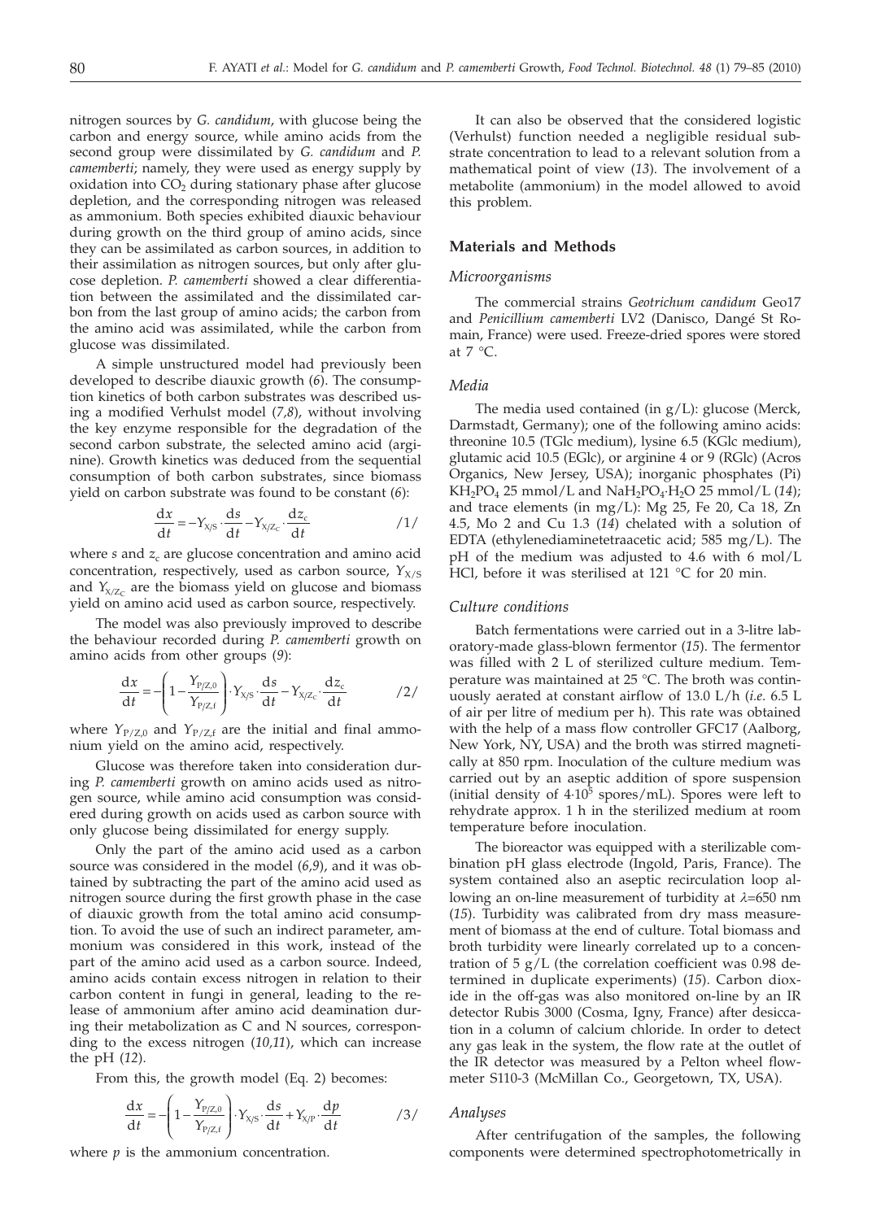nitrogen sources by *G. candidum*, with glucose being the carbon and energy source, while amino acids from the second group were dissimilated by *G. candidum* and *P. camemberti*; namely, they were used as energy supply by oxidation into $CO_2$ during stationary phase after glucose depletion, and the corresponding nitrogen was released as ammonium. Both species exhibited diauxic behaviour during growth on the third group of amino acids, since they can be assimilated as carbon sources, in addition to their assimilation as nitrogen sources, but only after glucose depletion. *P. camemberti* showed a clear differentiation between the assimilated and the dissimilated carbon from the last group of amino acids; the carbon from the amino acid was assimilated, while the carbon from glucose was dissimilated.

A simple unstructured model had previously been developed to describe diauxic growth (*6*). The consumption kinetics of both carbon substrates was described using a modified Verhulst model (*7,8*), without involving the key enzyme responsible for the degradation of the second carbon substrate, the selected amino acid (arginine). Growth kinetics was deduced from the sequential consumption of both carbon substrates, since biomass yield on carbon substrate was found to be constant (*6*):

$$\frac{dx}{dt} = -Y_{X/S} \cdot \frac{ds}{dt} - Y_{X/Z_c} \cdot \frac{dz_c}{dt} \qquad /1/$$

where $s$ and $z_c$ are glucose concentration and amino acid concentration, respectively, used as carbon source, $Y_{X/S}$ and $Y_{X/Z_C}$ are the biomass yield on glucose and biomass yield on amino acid used as carbon source, respectively.

The model was also previously improved to describe the behaviour recorded during *P. camemberti* growth on amino acids from other groups (*9*):

$$\frac{dx}{dt} = -\left(1 - \frac{Y_{P/Z,0}}{Y_{P/Z,f}}\right) \cdot Y_{X/S} \cdot \frac{ds}{dt} - Y_{X/Z_c} \cdot \frac{dz_c}{dt} \qquad /2/$$

where $Y_{P/Z,0}$ and $Y_{P/Z,f}$ are the initial and final ammonium yield on the amino acid, respectively.

Glucose was therefore taken into consideration during *P. camemberti* growth on amino acids used as nitrogen source, while amino acid consumption was considered during growth on acids used as carbon source with only glucose being dissimilated for energy supply.

Only the part of the amino acid used as a carbon source was considered in the model (*6,9*), and it was obtained by subtracting the part of the amino acid used as nitrogen source during the first growth phase in the case of diauxic growth from the total amino acid consumption. To avoid the use of such an indirect parameter, ammonium was considered in this work, instead of the part of the amino acid used as a carbon source. Indeed, amino acids contain excess nitrogen in relation to their carbon content in fungi in general, leading to the release of ammonium after amino acid deamination during their metabolization as C and N sources, corresponding to the excess nitrogen (*10,11*), which can increase the pH (*12*).

From this, the growth model (Eq. 2) becomes:

$$\frac{dx}{dt} = -\left(1 - \frac{Y_{P/Z,0}}{Y_{P/Z,f}}\right) \cdot Y_{X/S} \cdot \frac{ds}{dt} + Y_{X/P} \cdot \frac{dp}{dt} \qquad /3/$$

where $p$ is the ammonium concentration.

It can also be observed that the considered logistic (Verhulst) function needed a negligible residual substrate concentration to lead to a relevant solution from a mathematical point of view (*13*). The involvement of a metabolite (ammonium) in the model allowed to avoid this problem.

## Materials and Methods

### Microorganisms

The commercial strains *Geotrichum candidum* Geo17 and *Penicillium camemberti* LV2 (Danisco, Dangé St Romain, France) were used. Freeze-dried spores were stored at 7 °C.

### Media

The media used contained (in g/L): glucose (Merck, Darmstadt, Germany); one of the following amino acids: threonine 10.5 (TGlc medium), lysine 6.5 (KGlc medium), glutamic acid 10.5 (EGlc), or arginine 4 or 9 (RGlc) (Acros Organics, New Jersey, USA); inorganic phosphates (Pi) $KH_2PO_4$ 25 mmol/L and $NaH_2PO_4 \cdot H_2O$ 25 mmol/L (*14*); and trace elements (in mg/L): Mg 25, Fe 20, Ca 18, Zn 4.5, Mo 2 and Cu 1.3 (*14*) chelated with a solution of EDTA (ethylenediaminetetraacetic acid; 585 mg/L). The pH of the medium was adjusted to 4.6 with 6 mol/L HCl, before it was sterilised at 121 °C for 20 min.

### Culture conditions

Batch fermentations were carried out in a 3-litre laboratory-made glass-blown fermentor (*15*). The fermentor was filled with 2 L of sterilized culture medium. Temperature was maintained at 25 °C. The broth was continuously aerated at constant airflow of 13.0 L/h (*i.e.* 6.5 L of air per litre of medium per h). This rate was obtained with the help of a mass flow controller GFC17 (Aalborg, New York, NY, USA) and the broth was stirred magnetically at 850 rpm. Inoculation of the culture medium was carried out by an aseptic addition of spore suspension (initial density of $4 \cdot 10^5$ spores/mL). Spores were left to rehydrate approx. 1 h in the sterilized medium at room temperature before inoculation.

The bioreactor was equipped with a sterilizable combination pH glass electrode (Ingold, Paris, France). The system contained also an aseptic recirculation loop allowing an on-line measurement of turbidity at $\lambda$=650 nm (*15*). Turbidity was calibrated from dry mass measurement of biomass at the end of culture. Total biomass and broth turbidity were linearly correlated up to a concentration of 5 g/L (the correlation coefficient was 0.98 determined in duplicate experiments) (*15*). Carbon dioxide in the off-gas was also monitored on-line by an IR detector Rubis 3000 (Cosma, Igny, France) after desiccation in a column of calcium chloride. In order to detect any gas leak in the system, the flow rate at the outlet of the IR detector was measured by a Pelton wheel flowmeter S110-3 (McMillan Co., Georgetown, TX, USA).

### Analyses

After centrifugation of the samples, the following components were determined spectrophotometrically in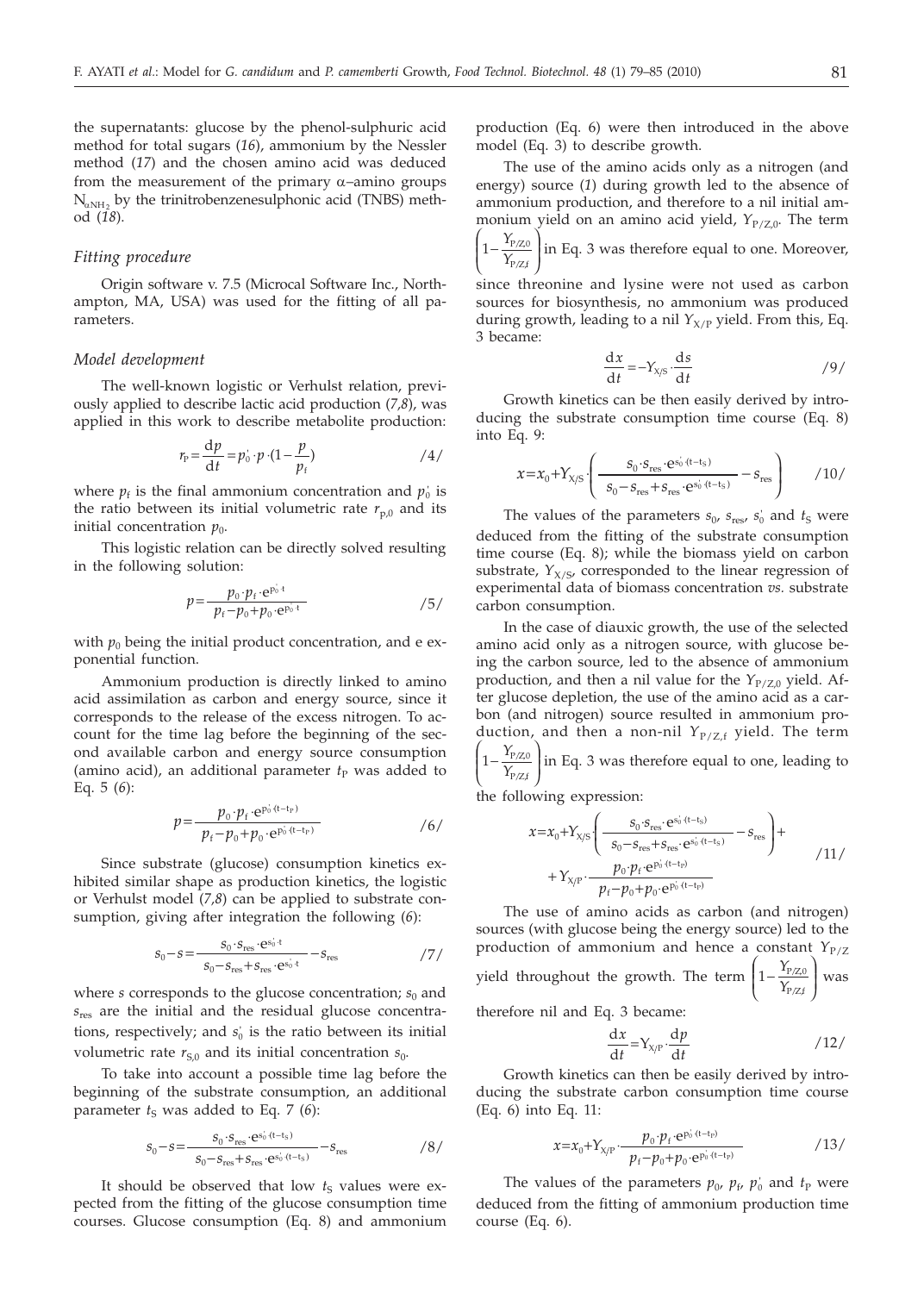the supernatants: glucose by the phenol-sulphuric acid method for total sugars (*16*), ammonium by the Nessler method (*17*) and the chosen amino acid was deduced from the measurement of the primary α–amino groups $N_{\alpha NH_2}$ by the trinitrobenzenesulphonic acid (TNBS) method (*18*).

### *Fitting procedure*

Origin software v. 7.5 (Microcal Software Inc., Northampton, MA, USA) was used for the fitting of all parameters.

### *Model development*

The well-known logistic or Verhulst relation, previously applied to describe lactic acid production (*7,8*), was applied in this work to describe metabolite production:

$$r_P = \frac{dp}{dt} = p_0^{'} \cdot p \cdot (1 - \frac{p}{p_f}) \qquad /4/$$

where $p_f$ is the final ammonium concentration and $p_0^{'}$ is the ratio between its initial volumetric rate $r_{P,0}$ and its initial concentration $p_0$.

This logistic relation can be directly solved resulting in the following solution:

$$p = \frac{p_0 \cdot p_f \cdot e^{p_0^{'} \cdot t}}{p_f - p_0 + p_0 \cdot e^{p_0^{'} \cdot t}} \qquad /5/$$

with $p_0$ being the initial product concentration, and e exponential function.

Ammonium production is directly linked to amino acid assimilation as carbon and energy source, since it corresponds to the release of the excess nitrogen. To account for the time lag before the beginning of the second available carbon and energy source consumption (amino acid), an additional parameter $t_P$ was added to Eq. 5 (*6*):

$$p = \frac{p_0 \cdot p_f \cdot e^{p_0^{'} \cdot (t - t_P)}}{p_f - p_0 + p_0 \cdot e^{p_0^{'} \cdot (t - t_P)}} \qquad /6/$$

Since substrate (glucose) consumption kinetics exhibited similar shape as production kinetics, the logistic or Verhulst model (*7,8*) can be applied to substrate consumption, giving after integration the following (*6*):

$$s_0 - s = \frac{s_0 \cdot s_{res} \cdot e^{s_0^{'} \cdot t}}{s_0 - s_{res} + s_{res} \cdot e^{s_0^{'} \cdot t}} - s_{res} \qquad /7/$$

where $s$ corresponds to the glucose concentration; $s_0$ and $s_{res}$ are the initial and the residual glucose concentrations, respectively; and $s_0^{'}$ is the ratio between its initial volumetric rate $r_{S,0}$ and its initial concentration $s_0$.

To take into account a possible time lag before the beginning of the substrate consumption, an additional parameter $t_S$ was added to Eq. 7 (*6*):

$$s_0 - s = \frac{s_0 \cdot s_{res} \cdot e^{s_0^{'} \cdot (t - t_S)}}{s_0 - s_{res} + s_{res} \cdot e^{s_0^{'} \cdot (t - t_S)}} - s_{res} \qquad /8/$$

It should be observed that low $t_S$ values were expected from the fitting of the glucose consumption time courses. Glucose consumption (Eq. 8) and ammonium production (Eq. 6) were then introduced in the above model (Eq. 3) to describe growth.

The use of the amino acids only as a nitrogen (and energy) source (*1*) during growth led to the absence of ammonium production, and therefore to a nil initial ammonium yield on an amino acid yield, $Y_{P/Z,0}$. The term $\left(1 - \frac{Y_{P/Z,0}}{Y_{P/Z,f}}\right)$ in Eq. 3 was therefore equal to one. Moreover, since threonine and lysine were not used as carbon sources for biosynthesis, no ammonium was produced during growth, leading to a nil $Y_{X/P}$ yield. From this, Eq. 3 became:

$$\frac{dx}{dt} = -Y_{X/S} \cdot \frac{ds}{dt} \qquad /9/$$

Growth kinetics can be then easily derived by introducing the substrate consumption time course (Eq. 8) into Eq. 9:

$$x = x_0 + Y_{X/S} \cdot \left( \frac{s_0 \cdot s_{res} \cdot e^{s_0^{'} \cdot (t - t_S)}}{s_0 - s_{res} + s_{res} \cdot e^{s_0^{'} \cdot (t - t_S)}} - s_{res} \right) \qquad /10/$$

The values of the parameters $s_0$, $s_{res}$, $s_0^{'}$ and $t_S$ were deduced from the fitting of the substrate consumption time course (Eq. 8); while the biomass yield on carbon substrate, $Y_{X/S}$, corresponded to the linear regression of experimental data of biomass concentration *vs.* substrate carbon consumption.

In the case of diauxic growth, the use of the selected amino acid only as a nitrogen source, with glucose being the carbon source, led to the absence of ammonium production, and then a nil value for the $Y_{P/Z,0}$ yield. After glucose depletion, the use of the amino acid as a carbon (and nitrogen) source resulted in ammonium production, and then a non-nil $Y_{P/Z,f}$ yield. The term $\left(1 - \frac{Y_{P/Z,0}}{Y_{P/Z,f}}\right)$ in Eq. 3 was therefore equal to one, leading to the following expression:

$$x = x_0 + Y_{X/S} \cdot \left( \frac{s_0 \cdot s_{res} \cdot e^{s_0^{'} \cdot (t - t_S)}}{s_0 - s_{res} + s_{res} \cdot e^{s_0^{'} \cdot (t - t_S)}} - s_{res} \right) + Y_{X/P} \cdot \frac{p_0 \cdot p_f \cdot e^{p_0^{'} \cdot (t - t_P)}}{p_f - p_0 + p_0 \cdot e^{p_0^{'} \cdot (t - t_P)}} \qquad /11/$$

The use of amino acids as carbon (and nitrogen) sources (with glucose being the energy source) led to the production of ammonium and hence a constant $Y_{P/Z}$ yield throughout the growth. The term $\left(1 - \frac{Y_{P/Z,0}}{Y_{P/Z,f}}\right)$ was therefore nil and Eq. 3 became:

$$\frac{dx}{dt} = Y_{X/P} \cdot \frac{dp}{dt} \qquad /12/$$

Growth kinetics can then be easily derived by introducing the substrate carbon consumption time course (Eq. 6) into Eq. 11:

$$x = x_0 + Y_{X/P} \cdot \frac{p_0 \cdot p_f \cdot e^{p_0^{'} \cdot (t - t_P)}}{p_f - p_0 + p_0 \cdot e^{p_0^{'} \cdot (t - t_P)}} \qquad /13/$$

The values of the parameters $p_0$, $p_f$, $p_0^{'}$ and $t_P$ were deduced from the fitting of ammonium production time course (Eq. 6).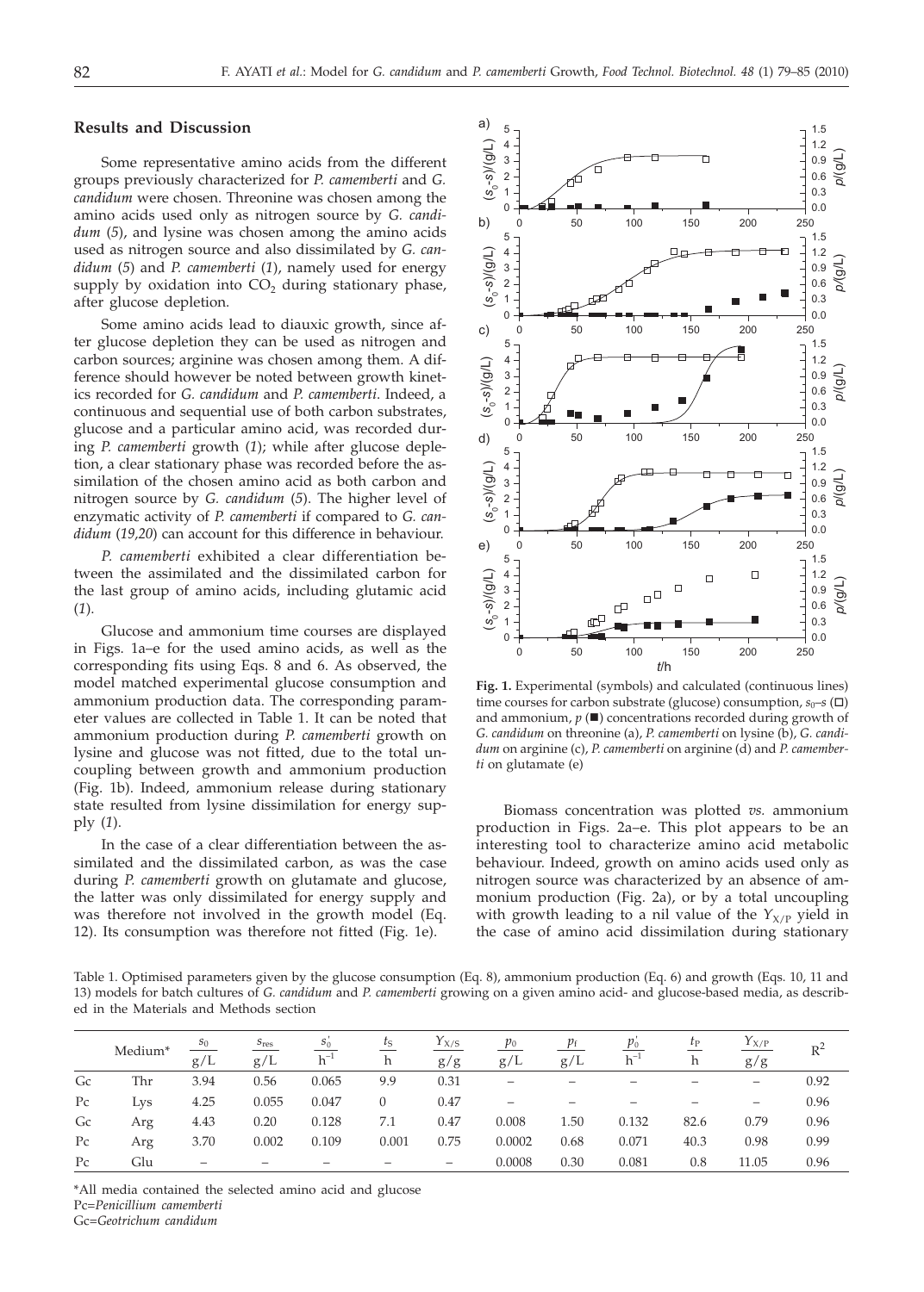## Results and Discussion

Some representative amino acids from the different groups previously characterized for *P. camemberti* and *G. candidum* were chosen. Threonine was chosen among the amino acids used only as nitrogen source by *G. candidum* (*5*), and lysine was chosen among the amino acids used as nitrogen source and also dissimilated by *G. candidum* (*5*) and *P. camemberti* (*1*), namely used for energy supply by oxidation into $CO_2$ during stationary phase, after glucose depletion.

Some amino acids lead to diauxic growth, since after glucose depletion they can be used as nitrogen and carbon sources; arginine was chosen among them. A difference should however be noted between growth kinetics recorded for *G. candidum* and *P. camemberti*. Indeed, a continuous and sequential use of both carbon substrates, glucose and a particular amino acid, was recorded during *P. camemberti* growth (*1*); while after glucose depletion, a clear stationary phase was recorded before the assimilation of the chosen amino acid as both carbon and nitrogen source by *G. candidum* (*5*). The higher level of enzymatic activity of *P. camemberti* if compared to *G. candidum* (*19,20*) can account for this difference in behaviour.

*P. camemberti* exhibited a clear differentiation between the assimilated and the dissimilated carbon for the last group of amino acids, including glutamic acid (*1*).

Glucose and ammonium time courses are displayed in Figs. 1a–e for the used amino acids, as well as the corresponding fits using Eqs. 8 and 6. As observed, the model matched experimental glucose consumption and ammonium production data. The corresponding parameter values are collected in Table 1. It can be noted that ammonium production during *P. camemberti* growth on lysine and glucose was not fitted, due to the total uncoupling between growth and ammonium production (Fig. 1b). Indeed, ammonium release during stationary state resulted from lysine dissimilation for energy supply (*1*).

In the case of a clear differentiation between the assimilated and the dissimilated carbon, as was the case during *P. camemberti* growth on glutamate and glucose, the latter was only dissimilated for energy supply and was therefore not involved in the growth model (Eq. 12). Its consumption was therefore not fitted (Fig. 1e).

**Fig. 1.** Experimental (symbols) and calculated (continuous lines) time courses for carbon substrate (glucose) consumption, $s_0–s$ (□) and ammonium, $p$ (■) concentrations recorded during growth of *G. candidum* on threonine (a), *P. camemberti* on lysine (b), *G. candidum* on arginine (c), *P. camemberti* on arginine (d) and *P. camemberti* on glutamate (e)

Biomass concentration was plotted *vs.* ammonium production in Figs. 2a–e. This plot appears to be an interesting tool to characterize amino acid metabolic behaviour. Indeed, growth on amino acids used only as nitrogen source was characterized by an absence of ammonium production (Fig. 2a), or by a total uncoupling with growth leading to a nil value of the $Y_{X/P}$ yield in the case of amino acid dissimilation during stationary

Table 1. Optimised parameters given by the glucose consumption (Eq. 8), ammonium production (Eq. 6) and growth (Eqs. 10, 11 and 13) models for batch cultures of *G. candidum* and *P. camemberti* growing on a given amino acid- and glucose-based media, as described in the Materials and Methods section

| | Medium* | $s_0$ / g/L | $s_{res}$ / g/L | $s_0'$ / $h^{-1}$ | $t_S$ / h | $Y_{X/S}$ / g/g | $p_0$ / g/L | $p_f$ / g/L | $p_0'$ / $h^{-1}$ | $t_P$ / h | $Y_{X/P}$ / g/g | $R^2$ |
|---|---|---|---|---|---|---|---|---|---|---|---|---|
| Gc | Thr | 3.94 | 0.56 | 0.065 | 9.9 | 0.31 | – | – | – | – | – | 0.92 |
| Pc | Lys | 4.25 | 0.055 | 0.047 | 0 | 0.47 | – | – | – | – | – | 0.96 |
| Gc | Arg | 4.43 | 0.20 | 0.128 | 7.1 | 0.47 | 0.008 | 1.50 | 0.132 | 82.6 | 0.79 | 0.96 |
| Pc | Arg | 3.70 | 0.002 | 0.109 | 0.001 | 0.75 | 0.0002 | 0.68 | 0.071 | 40.3 | 0.98 | 0.99 |
| Pc | Glu | – | – | – | – | – | 0.0008 | 0.30 | 0.081 | 0.8 | 11.05 | 0.96 |

*All media contained the selected amino acid and glucose
Pc=*Penicillium camemberti*
Gc=*Geotrichum candidum*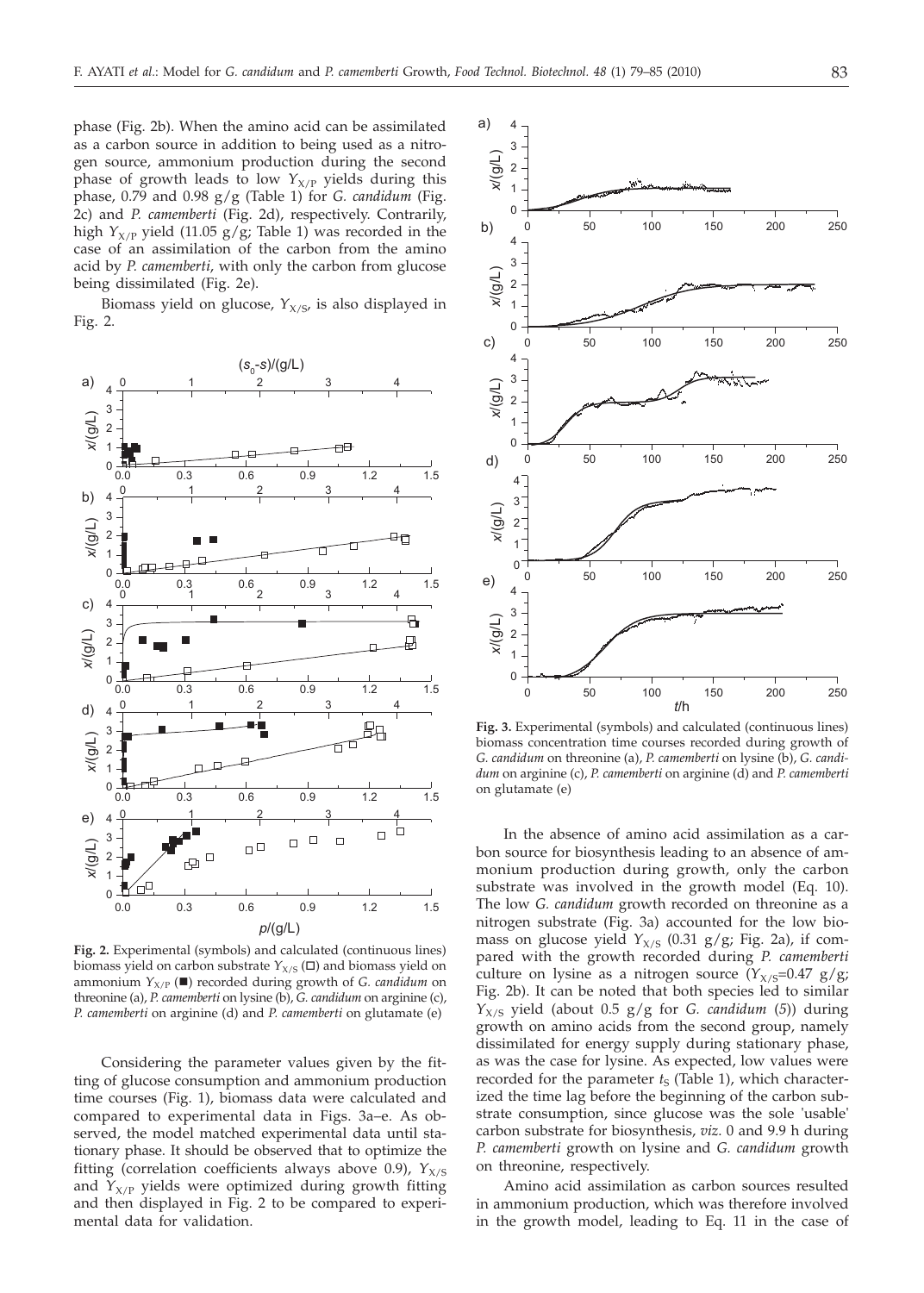phase (Fig. 2b). When the amino acid can be assimilated as a carbon source in addition to being used as a nitrogen source, ammonium production during the second phase of growth leads to low $Y_{X/P}$ yields during this phase, 0.79 and 0.98 g/g (Table 1) for *G. candidum* (Fig. 2c) and *P. camemberti* (Fig. 2d), respectively. Contrarily, high $Y_{X/P}$ yield (11.05 g/g; Table 1) was recorded in the case of an assimilation of the carbon from the amino acid by *P. camemberti*, with only the carbon from glucose being dissimilated (Fig. 2e).

Biomass yield on glucose, $Y_{X/S}$, is also displayed in Fig. 2.

**Fig. 2.** Experimental (symbols) and calculated (continuous lines) biomass yield on carbon substrate $Y_{X/S}$ (□) and biomass yield on ammonium $Y_{X/P}$ (■) recorded during growth of *G. candidum* on threonine (a), *P. camemberti* on lysine (b), *G. candidum* on arginine (c), *P. camemberti* on arginine (d) and *P. camemberti* on glutamate (e)

Considering the parameter values given by the fitting of glucose consumption and ammonium production time courses (Fig. 1), biomass data were calculated and compared to experimental data in Figs. 3a–e. As observed, the model matched experimental data until stationary phase. It should be observed that to optimize the fitting (correlation coefficients always above 0.9), $Y_{X/S}$ and $Y_{X/P}$ yields were optimized during growth fitting and then displayed in Fig. 2 to be compared to experimental data for validation.

**Fig. 3.** Experimental (symbols) and calculated (continuous lines) biomass concentration time courses recorded during growth of *G. candidum* on threonine (a), *P. camemberti* on lysine (b), *G. candidum* on arginine (c), *P. camemberti* on arginine (d) and *P. camemberti* on glutamate (e)

In the absence of amino acid assimilation as a carbon source for biosynthesis leading to an absence of ammonium production during growth, only the carbon substrate was involved in the growth model (Eq. 10). The low *G. candidum* growth recorded on threonine as a nitrogen substrate (Fig. 3a) accounted for the low biomass on glucose yield $Y_{X/S}$ (0.31 g/g; Fig. 2a), if compared with the growth recorded during *P. camemberti* culture on lysine as a nitrogen source ($Y_{X/S}$=0.47 g/g; Fig. 2b). It can be noted that both species led to similar $Y_{X/S}$ yield (about 0.5 g/g for *G. candidum* (5)) during growth on amino acids from the second group, namely dissimilated for energy supply during stationary phase, as was the case for lysine. As expected, low values were recorded for the parameter $t_S$ (Table 1), which characterized the time lag before the beginning of the carbon substrate consumption, since glucose was the sole 'usable' carbon substrate for biosynthesis, *viz*. 0 and 9.9 h during *P. camemberti* growth on lysine and *G. candidum* growth on threonine, respectively.

Amino acid assimilation as carbon sources resulted in ammonium production, which was therefore involved in the growth model, leading to Eq. 11 in the case of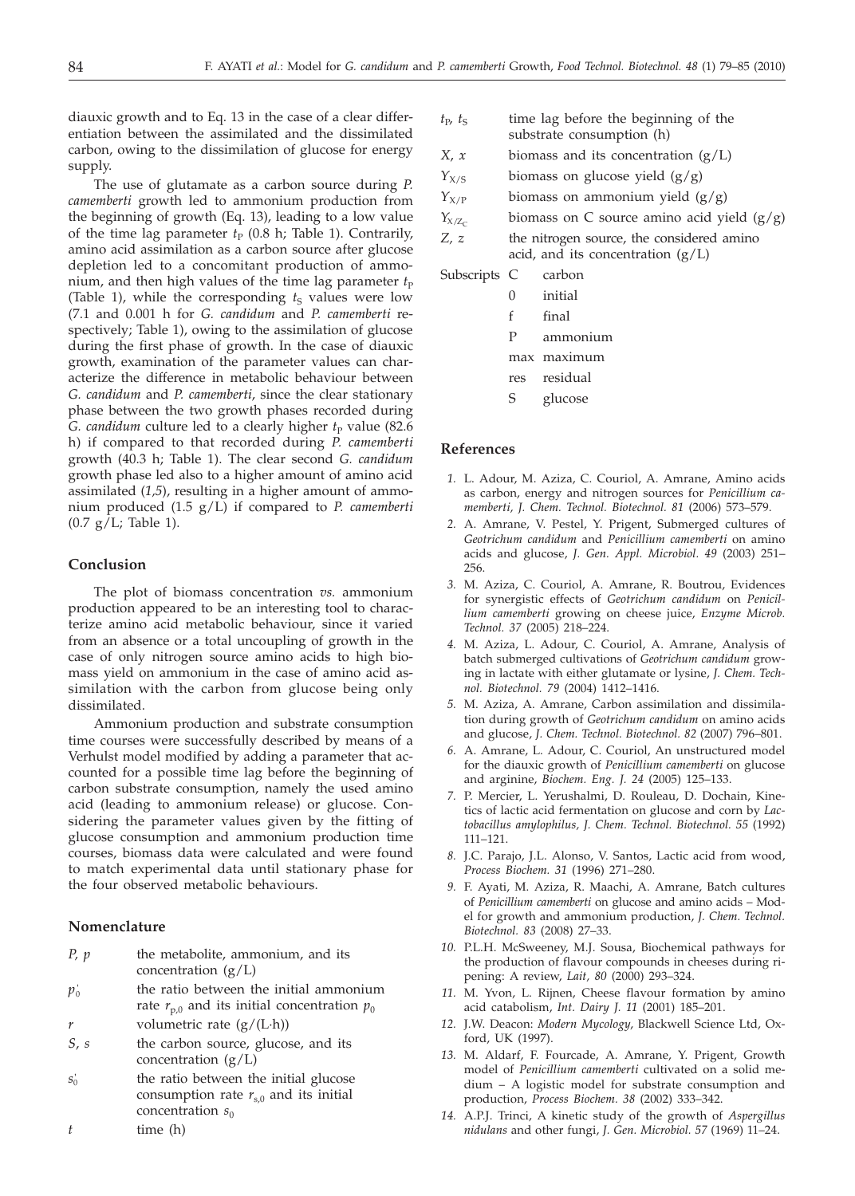diauxic growth and to Eq. 13 in the case of a clear differentiation between the assimilated and the dissimilated carbon, owing to the dissimilation of glucose for energy supply.

The use of glutamate as a carbon source during *P. camemberti* growth led to ammonium production from the beginning of growth (Eq. 13), leading to a low value of the time lag parameter $t_P$ (0.8 h; Table 1). Contrarily, amino acid assimilation as a carbon source after glucose depletion led to a concomitant production of ammonium, and then high values of the time lag parameter $t_P$ (Table 1), while the corresponding $t_S$ values were low (7.1 and 0.001 h for *G. candidum* and *P. camemberti* respectively; Table 1), owing to the assimilation of glucose during the first phase of growth. In the case of diauxic growth, examination of the parameter values can characterize the difference in metabolic behaviour between *G. candidum* and *P. camemberti*, since the clear stationary phase between the two growth phases recorded during *G. candidum* culture led to a clearly higher $t_P$ value (82.6 h) if compared to that recorded during *P. camemberti* growth (40.3 h; Table 1). The clear second *G. candidum* growth phase led also to a higher amount of amino acid assimilated (*1,5*), resulting in a higher amount of ammonium produced (1.5 g/L) if compared to *P. camemberti* (0.7 g/L; Table 1).

## Conclusion

The plot of biomass concentration *vs.* ammonium production appeared to be an interesting tool to characterize amino acid metabolic behaviour, since it varied from an absence or a total uncoupling of growth in the case of only nitrogen source amino acids to high biomass yield on ammonium in the case of amino acid assimilation with the carbon from glucose being only dissimilated.

Ammonium production and substrate consumption time courses were successfully described by means of a Verhulst model modified by adding a parameter that accounted for a possible time lag before the beginning of carbon substrate consumption, namely the used amino acid (leading to ammonium release) or glucose. Considering the parameter values given by the fitting of glucose consumption and ammonium production time courses, biomass data were calculated and were found to match experimental data until stationary phase for the four observed metabolic behaviours.

## Nomenclature

| | |
|---|---|
| $P$, $p$ | the metabolite, ammonium, and its concentration (g/L) |
| $p'_0$ | the ratio between the initial ammonium rate $r_{p,0}$ and its initial concentration $p_0$ |
| $r$ | volumetric rate (g/(L·h)) |
| $S$, $s$ | the carbon source, glucose, and its concentration (g/L) |
| $s'_0$ | the ratio between the initial glucose consumption rate $r_{s,0}$ and its initial concentration $s_0$ |
| $t$ | time (h) |
| $t_P$, $t_S$ | time lag before the beginning of the substrate consumption (h) |
| $X$, $x$ | biomass and its concentration (g/L) |
| $Y_{X/S}$ | biomass on glucose yield (g/g) |
| $Y_{X/P}$ | biomass on ammonium yield (g/g) |
| $Y_{X/Z_C}$ | biomass on C source amino acid yield (g/g) |
| $Z$, $z$ | the nitrogen source, the considered amino acid, and its concentration (g/L) |

Subscripts

| | |
|---|---|
| C | carbon |
| 0 | initial |
| f | final |
| P | ammonium |
| max | maximum |
| res | residual |
| S | glucose |

## References

1. L. Adour, M. Aziza, C. Couriol, A. Amrane, Amino acids as carbon, energy and nitrogen sources for *Penicillium camemberti*, *J. Chem. Technol. Biotechnol. 81* (2006) 573–579.
2. A. Amrane, V. Pestel, Y. Prigent, Submerged cultures of *Geotrichum candidum* and *Penicillium camemberti* on amino acids and glucose, *J. Gen. Appl. Microbiol. 49* (2003) 251–256.
3. M. Aziza, C. Couriol, A. Amrane, R. Boutrou, Evidences for synergistic effects of *Geotrichum candidum* on *Penicillium camemberti* growing on cheese juice, *Enzyme Microb. Technol. 37* (2005) 218–224.
4. M. Aziza, L. Adour, C. Couriol, A. Amrane, Analysis of batch submerged cultivations of *Geotrichum candidum* growing in lactate with either glutamate or lysine, *J. Chem. Technol. Biotechnol. 79* (2004) 1412–1416.
5. M. Aziza, A. Amrane, Carbon assimilation and dissimilation during growth of *Geotrichum candidum* on amino acids and glucose, *J. Chem. Technol. Biotechnol. 82* (2007) 796–801.
6. A. Amrane, L. Adour, C. Couriol, An unstructured model for the diauxic growth of *Penicillium camemberti* on glucose and arginine, *Biochem. Eng. J. 24* (2005) 125–133.
7. P. Mercier, L. Yerushalmi, D. Rouleau, D. Dochain, Kinetics of lactic acid fermentation on glucose and corn by *Lactobacillus amylophilus*, *J. Chem. Technol. Biotechnol. 55* (1992) 111–121.
8. J.C. Parajo, J.L. Alonso, V. Santos, Lactic acid from wood, *Process Biochem. 31* (1996) 271–280.
9. F. Ayati, M. Aziza, R. Maachi, A. Amrane, Batch cultures of *Penicillium camemberti* on glucose and amino acids – Model for growth and ammonium production, *J. Chem. Technol. Biotechnol. 83* (2008) 27–33.
10. P.L.H. McSweeney, M.J. Sousa, Biochemical pathways for the production of flavour compounds in cheeses during ripening: A review, *Lait, 80* (2000) 293–324.
11. M. Yvon, L. Rijnen, Cheese flavour formation by amino acid catabolism, *Int. Dairy J. 11* (2001) 185–201.
12. J.W. Deacon: *Modern Mycology*, Blackwell Science Ltd, Oxford, UK (1997).
13. M. Aldarf, F. Fourcade, A. Amrane, Y. Prigent, Growth model of *Penicillium camemberti* cultivated on a solid medium – A logistic model for substrate consumption and production, *Process Biochem. 38* (2002) 333–342.
14. A.P.J. Trinci, A kinetic study of the growth of *Aspergillus nidulans* and other fungi, *J. Gen. Microbiol. 57* (1969) 11–24.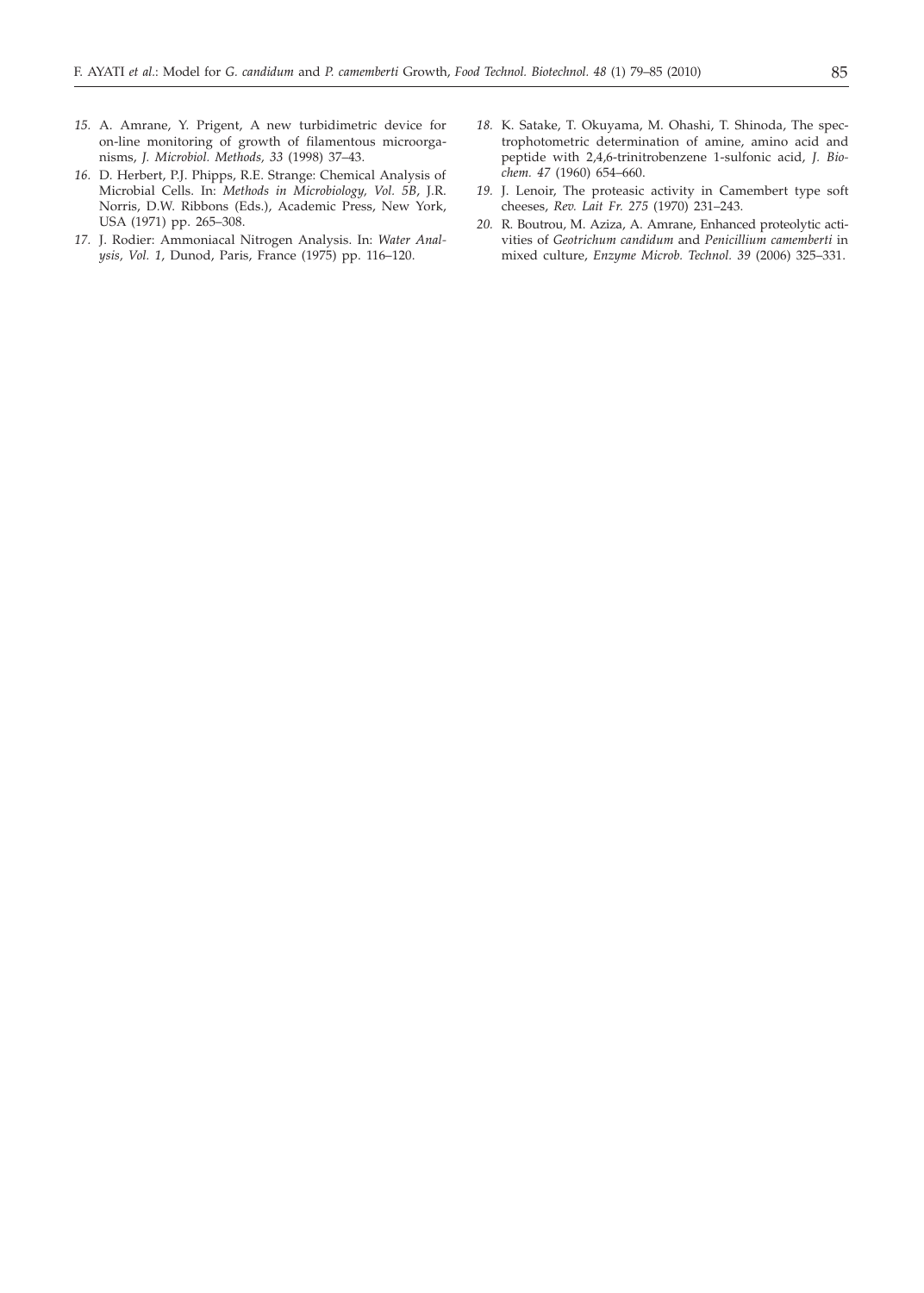*15.* A. Amrane, Y. Prigent, A new turbidimetric device for on-line monitoring of growth of filamentous microorganisms, *J. Microbiol. Methods, 33* (1998) 37–43.

*16.* D. Herbert, P.J. Phipps, R.E. Strange: Chemical Analysis of Microbial Cells. In: *Methods in Microbiology, Vol. 5B,* J.R. Norris, D.W. Ribbons (Eds.), Academic Press, New York, USA (1971) pp. 265–308.

*17.* J. Rodier: Ammoniacal Nitrogen Analysis. In: *Water Analysis, Vol. 1*, Dunod, Paris, France (1975) pp. 116–120.

*18.* K. Satake, T. Okuyama, M. Ohashi, T. Shinoda, The spectrophotometric determination of amine, amino acid and peptide with 2,4,6-trinitrobenzene 1-sulfonic acid, *J. Biochem. 47* (1960) 654–660.

*19.* J. Lenoir, The proteasic activity in Camembert type soft cheeses, *Rev. Lait Fr. 275* (1970) 231–243.

*20.* R. Boutrou, M. Aziza, A. Amrane, Enhanced proteolytic activities of *Geotrichum candidum* and *Penicillium camemberti* in mixed culture, *Enzyme Microb. Technol. 39* (2006) 325–331.